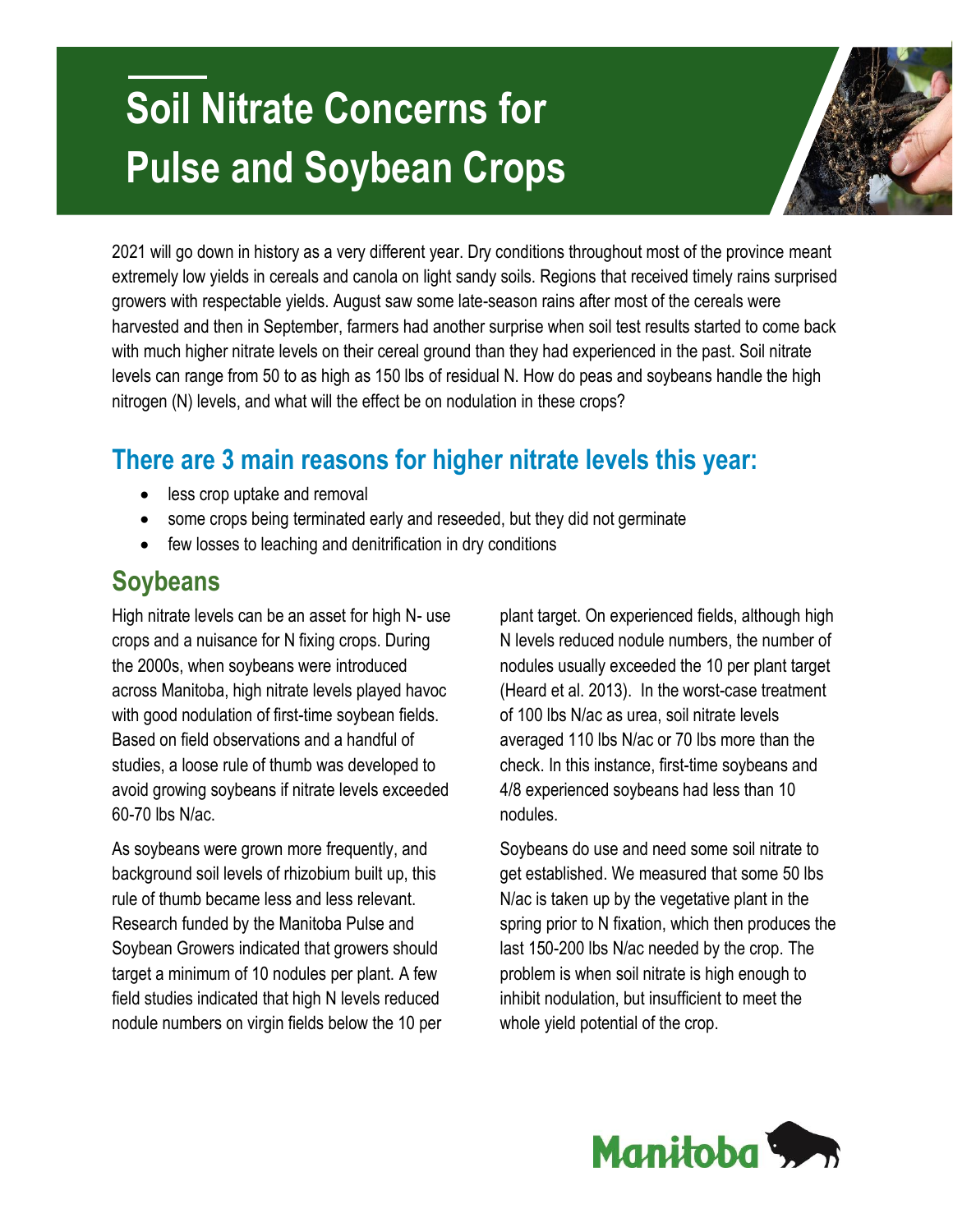# Soil Nitrate Concerns for Pulse and Soybean Crops

2021 will go down in history as a very different year. Dry conditions throughout most of the province meant extremely low yields in cereals and canola on light sandy soils. Regions that received timely rains surprised growers with respectable yields. August saw some late-season rains after most of the cereals were harvested and then in September, farmers had another surprise when soil test results started to come back with much higher nitrate levels on their cereal ground than they had experienced in the past. Soil nitrate levels can range from 50 to as high as 150 lbs of residual N. How do peas and soybeans handle the high nitrogen (N) levels, and what will the effect be on nodulation in these crops?

## There are 3 main reasons for higher nitrate levels this year:

- less crop uptake and removal
- some crops being terminated early and reseeded, but they did not germinate
- few losses to leaching and denitrification in dry conditions

## Soybeans

High nitrate levels can be an asset for high N- use crops and a nuisance for N fixing crops. During the 2000s, when soybeans were introduced across Manitoba, high nitrate levels played havoc with good nodulation of first-time soybean fields. Based on field observations and a handful of studies, a loose rule of thumb was developed to avoid growing soybeans if nitrate levels exceeded 60-70 lbs N/ac.

As soybeans were grown more frequently, and background soil levels of rhizobium built up, this rule of thumb became less and less relevant. Research funded by the Manitoba Pulse and Soybean Growers indicated that growers should target a minimum of 10 nodules per plant. A few field studies indicated that high N levels reduced nodule numbers on virgin fields below the 10 per plant target. On experienced fields, although high N levels reduced nodule numbers, the number of nodules usually exceeded the 10 per plant target (Heard et al. 2013). In the worst-case treatment of 100 lbs N/ac as urea, soil nitrate levels averaged 110 lbs N/ac or 70 lbs more than the check. In this instance, first-time soybeans and 4/8 experienced soybeans had less than 10 nodules.

Soybeans do use and need some soil nitrate to get established. We measured that some 50 lbs N/ac is taken up by the vegetative plant in the spring prior to N fixation, which then produces the last 150-200 lbs N/ac needed by the crop. The problem is when soil nitrate is high enough to inhibit nodulation, but insufficient to meet the whole yield potential of the crop.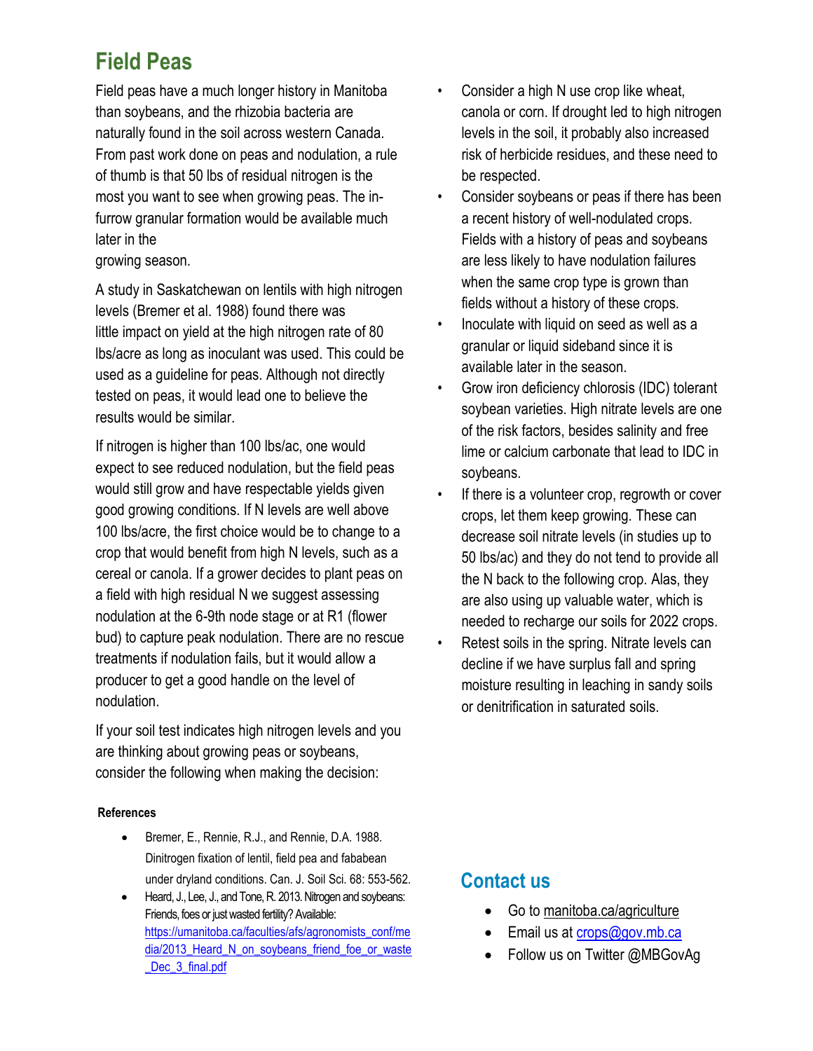## Field Peas

Field peas have a much longer history in Manitoba than soybeans, and the rhizobia bacteria are naturally found in the soil across western Canada. From past work done on peas and nodulation, a rule of thumb is that 50 lbs of residual nitrogen is the most you want to see when growing peas. The in-furrow granular formation would be available much later in the growing season.

A study in Saskatchewan on lentils with high nitrogen levels (Bremer et al. 1988) found there was little impact on yield at the high nitrogen rate of 80 lbs/acre as long as inoculant was used. This could be used as a guideline for peas. Although not directly tested on peas, it would lead one to believe the results would be similar.

If nitrogen is higher than 100 lbs/ac, one would expect to see reduced nodulation, but the field peas would still grow and have respectable yields given good growing conditions. If N levels are well above 100 lbs/acre, the first choice would be to change to a crop that would benefit from high N levels, such as a cereal or canola. If a grower decides to plant peas on a field with high residual N we suggest assessing nodulation at the 6-9th node stage or at R1 (flower bud) to capture peak nodulation. There are no rescue treatments if nodulation fails, but it would allow a producer to get a good handle on the level of nodulation.

If your soil test indicates high nitrogen levels and you are thinking about growing peas or soybeans, consider the following when making the decision:

- Consider a high N use crop like wheat, canola or corn. If drought led to high nitrogen levels in the soil, it probably also increased risk of herbicide residues, and these need to be respected.
- Consider soybeans or peas if there has been a recent history of well-nodulated crops. Fields with a history of peas and soybeans are less likely to have nodulation failures when the same crop type is grown than fields without a history of these crops.
- Inoculate with liquid on seed as well as a granular or liquid sideband since it is available later in the season.
- Grow iron deficiency chlorosis (IDC) tolerant soybean varieties. High nitrate levels are one of the risk factors, besides salinity and free lime or calcium carbonate that lead to IDC in soybeans.
- If there is a volunteer crop, regrowth or cover crops, let them keep growing. These can decrease soil nitrate levels (in studies up to 50 lbs/ac) and they do not tend to provide all the N back to the following crop. Alas, they are also using up valuable water, which is needed to recharge our soils for 2022 crops.
- Retest soils in the spring. Nitrate levels can decline if we have surplus fall and spring moisture resulting in leaching in sandy soils or denitrification in saturated soils.

**References**

- Bremer, E., Rennie, R.J., and Rennie, D.A. 1988. Dinitrogen fixation of lentil, field pea and fababean under dryland conditions. Can. J. Soil Sci. 68: 553-562.
- Heard, J., Lee, J., and Tone, R. 2013. Nitrogen and soybeans: Friends, foes or just wasted fertility? Available: https://umanitoba.ca/faculties/afs/agronomists_conf/media/2013_Heard_N_on_soybeans_friend_foe_or_waste_Dec_3_final.pdf

## Contact us

- Go to manitoba.ca/agriculture
- Email us at crops@gov.mb.ca
- Follow us on Twitter @MBGovAg